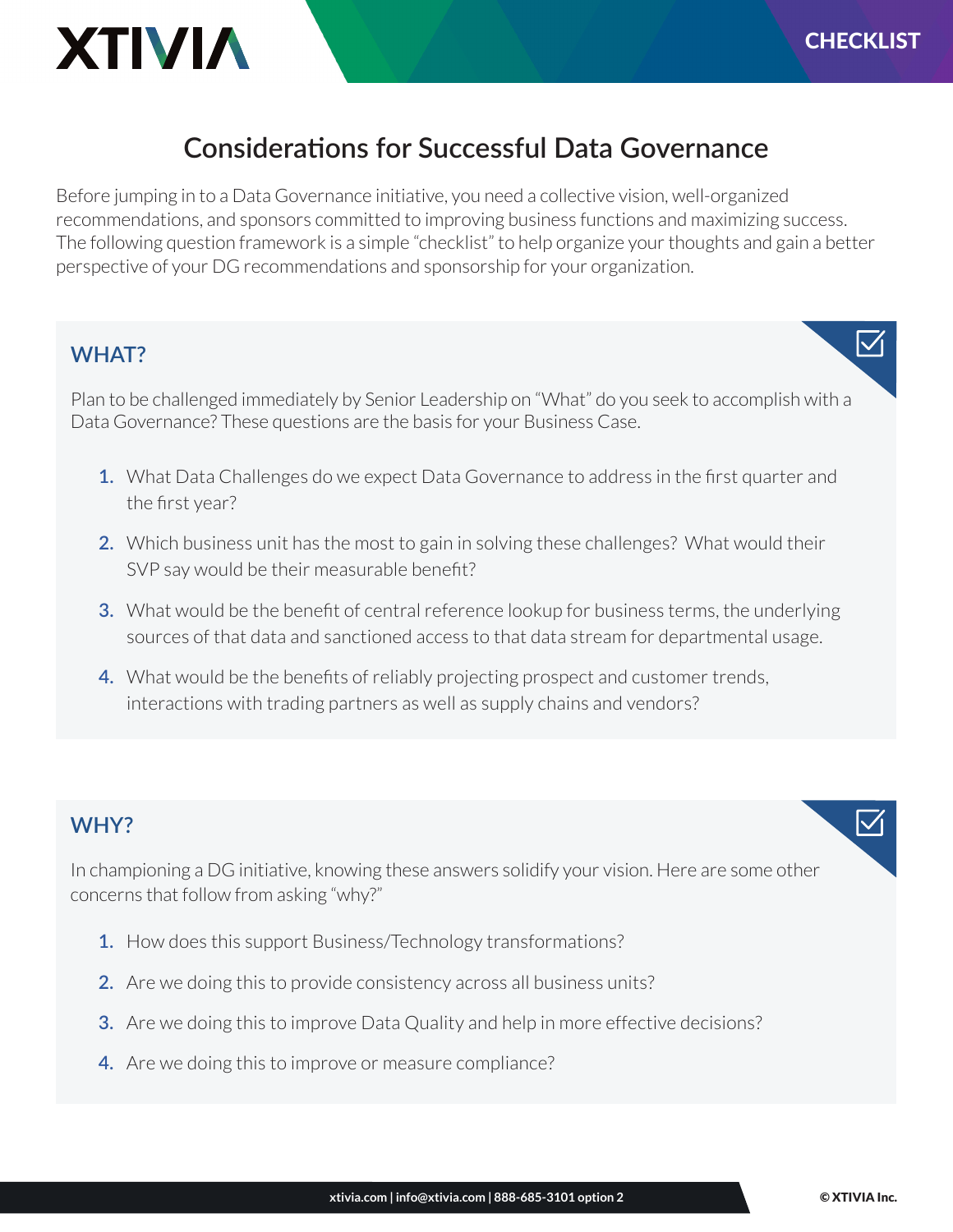XTIVIA

CHECKLIST

# Considerations for Successful Data Governance

Before jumping in to a Data Governance initiative, you need a collective vision, well-organized recommendations, and sponsors committed to improving business functions and maximizing success. The following question framework is a simple "checklist" to help organize your thoughts and gain a better perspective of your DG recommendations and sponsorship for your organization.

## WHAT?

Plan to be challenged immediately by Senior Leadership on "What" do you seek to accomplish with a Data Governance? These questions are the basis for your Business Case.

1. What Data Challenges do we expect Data Governance to address in the first quarter and the first year?
2. Which business unit has the most to gain in solving these challenges? What would their SVP say would be their measurable benefit?
3. What would be the benefit of central reference lookup for business terms, the underlying sources of that data and sanctioned access to that data stream for departmental usage.
4. What would be the benefits of reliably projecting prospect and customer trends, interactions with trading partners as well as supply chains and vendors?

## WHY?

In championing a DG initiative, knowing these answers solidify your vision. Here are some other concerns that follow from asking "why?"

1. How does this support Business/Technology transformations?
2. Are we doing this to provide consistency across all business units?
3. Are we doing this to improve Data Quality and help in more effective decisions?
4. Are we doing this to improve or measure compliance?

xtivia.com | info@xtivia.com | 888-685-3101 option 2

© XTIVIA Inc.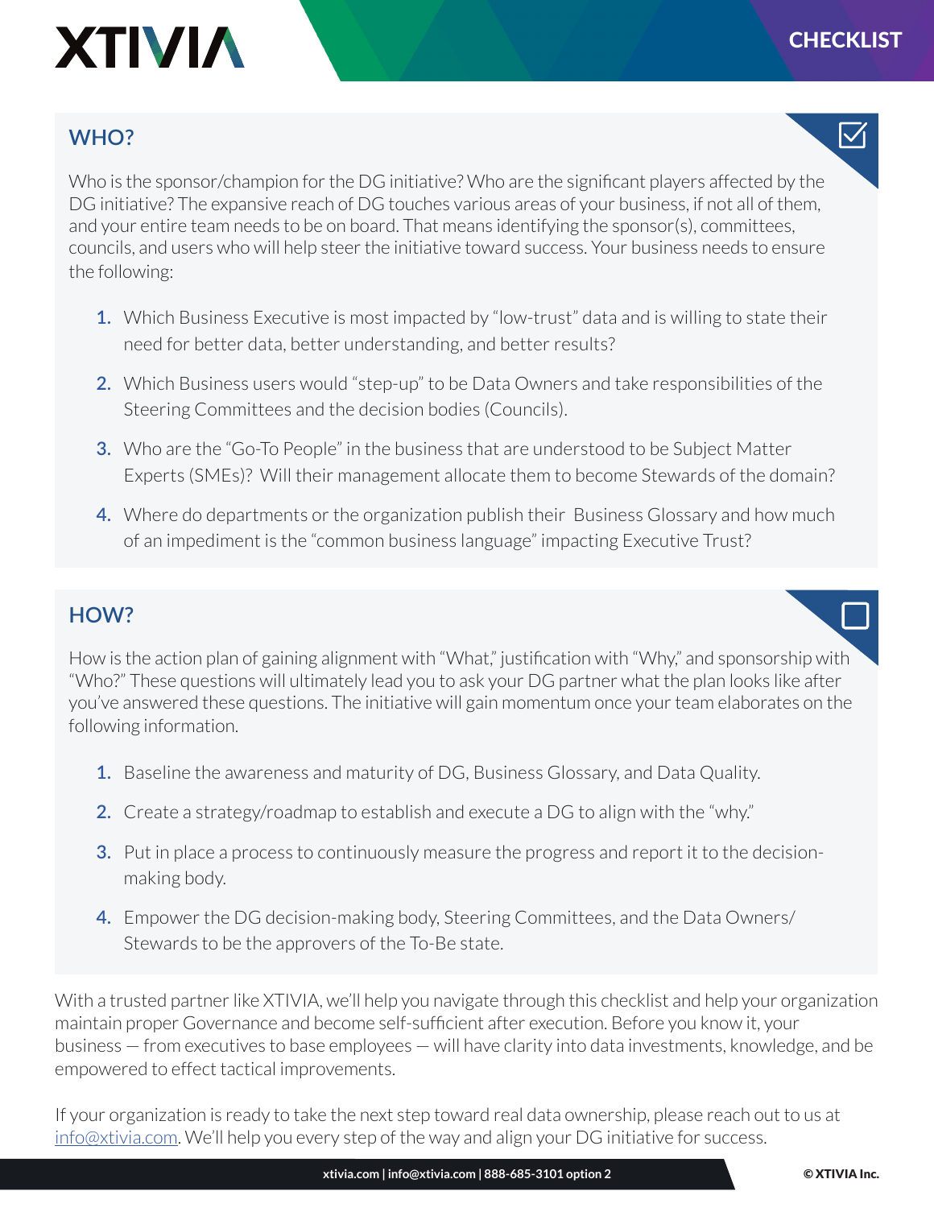## WHO?

Who is the sponsor/champion for the DG initiative? Who are the significant players affected by the DG initiative? The expansive reach of DG touches various areas of your business, if not all of them, and your entire team needs to be on board. That means identifying the sponsor(s), committees, councils, and users who will help steer the initiative toward success. Your business needs to ensure the following:

1. Which Business Executive is most impacted by "low-trust" data and is willing to state their need for better data, better understanding, and better results?
2. Which Business users would "step-up" to be Data Owners and take responsibilities of the Steering Committees and the decision bodies (Councils).
3. Who are the "Go-To People" in the business that are understood to be Subject Matter Experts (SMEs)? Will their management allocate them to become Stewards of the domain?
4. Where do departments or the organization publish their Business Glossary and how much of an impediment is the "common business language" impacting Executive Trust?

## HOW?

How is the action plan of gaining alignment with "What," justification with "Why," and sponsorship with "Who?" These questions will ultimately lead you to ask your DG partner what the plan looks like after you've answered these questions. The initiative will gain momentum once your team elaborates on the following information.

1. Baseline the awareness and maturity of DG, Business Glossary, and Data Quality.
2. Create a strategy/roadmap to establish and execute a DG to align with the "why."
3. Put in place a process to continuously measure the progress and report it to the decision-making body.
4. Empower the DG decision-making body, Steering Committees, and the Data Owners/ Stewards to be the approvers of the To-Be state.

With a trusted partner like XTIVIA, we'll help you navigate through this checklist and help your organization maintain proper Governance and become self-sufficient after execution. Before you know it, your business — from executives to base employees — will have clarity into data investments, knowledge, and be empowered to effect tactical improvements.

If your organization is ready to take the next step toward real data ownership, please reach out to us at info@xtivia.com. We'll help you every step of the way and align your DG initiative for success.

xtivia.com | info@xtivia.com | 888-685-3101 option 2

© XTIVIA Inc.